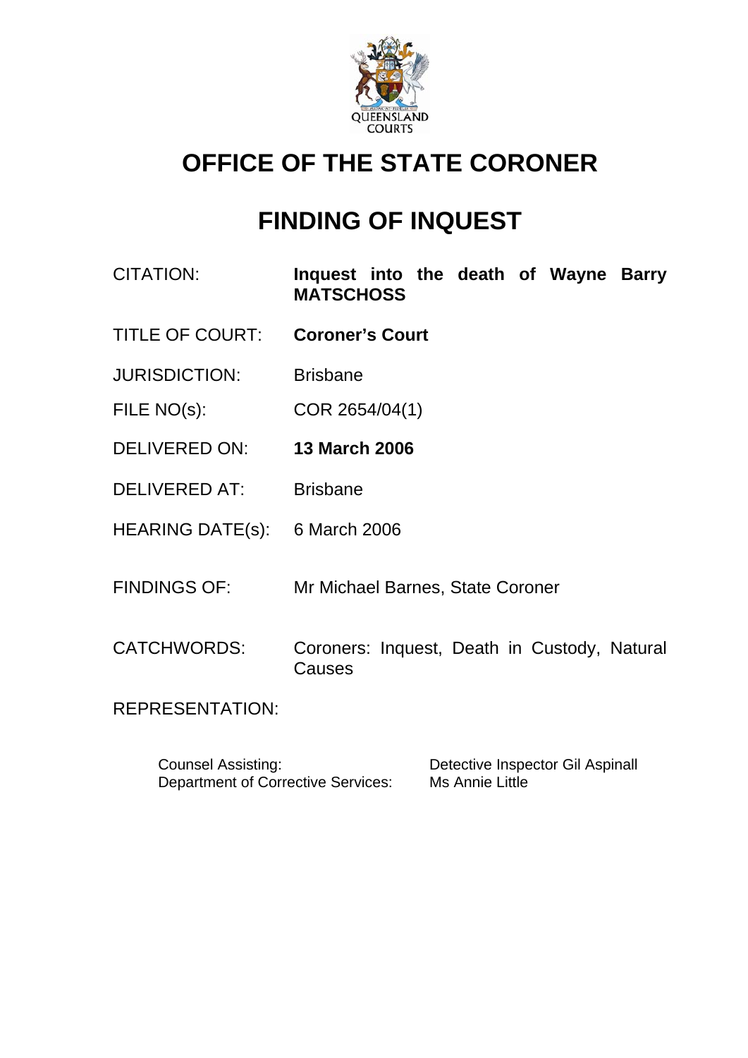# OFFICE OF THE STATE CORONER

# FINDING OF INQUEST

| | |
|---|---|
| CITATION: | **Inquest into the death of Wayne Barry MATSCHOSS** |
| TITLE OF COURT: | **Coroner's Court** |
| JURISDICTION: | Brisbane |
| FILE NO(s): | COR 2654/04(1) |
| DELIVERED ON: | **13 March 2006** |
| DELIVERED AT: | Brisbane |
| HEARING DATE(s): | 6 March 2006 |
| FINDINGS OF: | Mr Michael Barnes, State Coroner |
| CATCHWORDS: | Coroners: Inquest, Death in Custody, Natural Causes |

REPRESENTATION:

| | |
|---|---|
| Counsel Assisting: | Detective Inspector Gil Aspinall |
| Department of Corrective Services: | Ms Annie Little |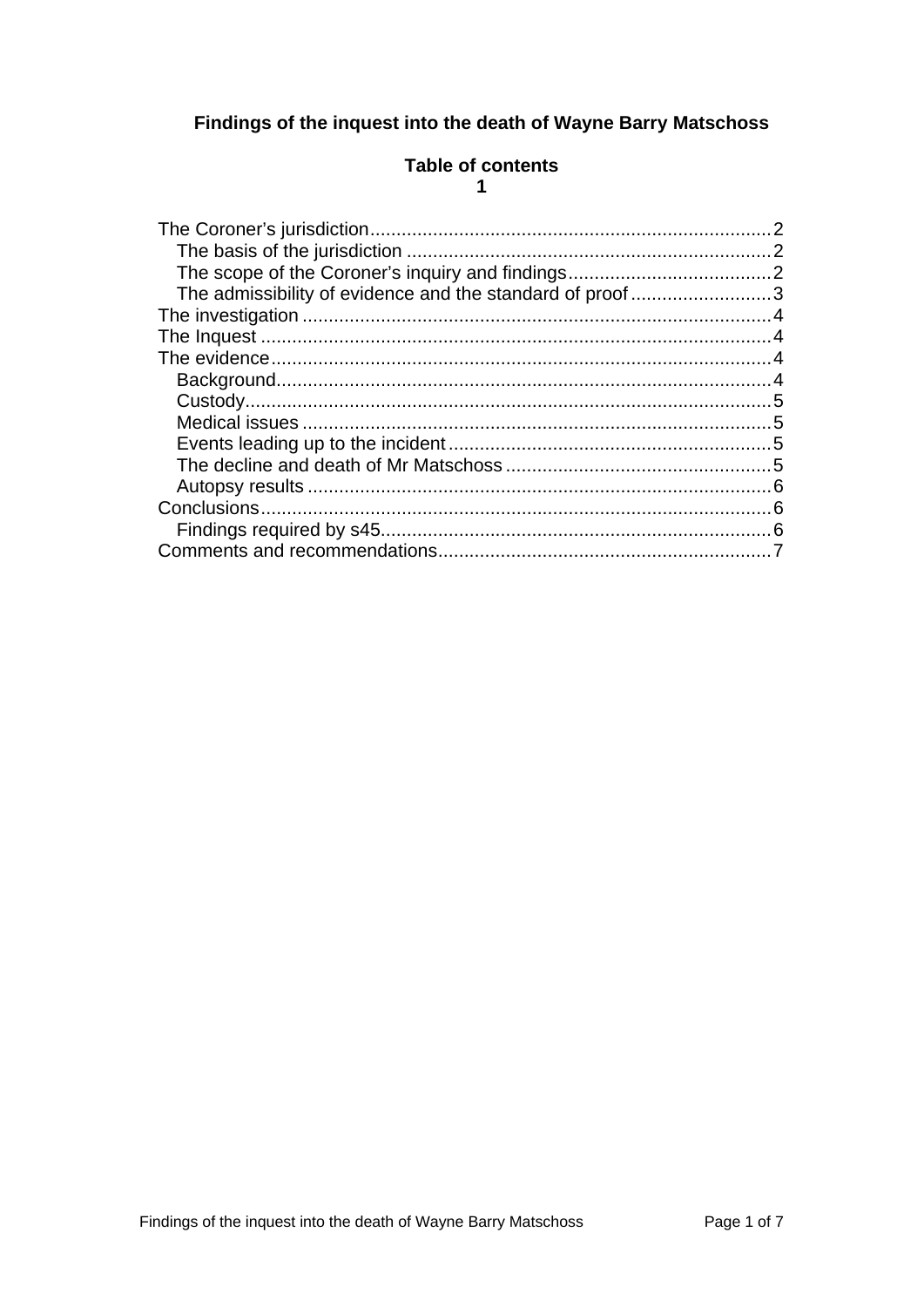# Findings of the inquest into the death of Wayne Barry Matschoss

## Table of contents

1

- The Coroner's jurisdiction....................................................................2
  - The basis of the jurisdiction ....................................................................2
  - The scope of the Coroner's inquiry and findings....................................2
  - The admissibility of evidence and the standard of proof........................3
- The investigation ....................................................................................4
- The Inquest ............................................................................................4
- The evidence..........................................................................................4
  - Background..........................................................................................4
  - Custody................................................................................................5
  - Medical issues .....................................................................................5
  - Events leading up to the incident ..........................................................5
  - The decline and death of Mr Matschoss ................................................5
  - Autopsy results ....................................................................................6
- Conclusions............................................................................................6
  - Findings required by s45.......................................................................6
- Comments and recommendations..........................................................7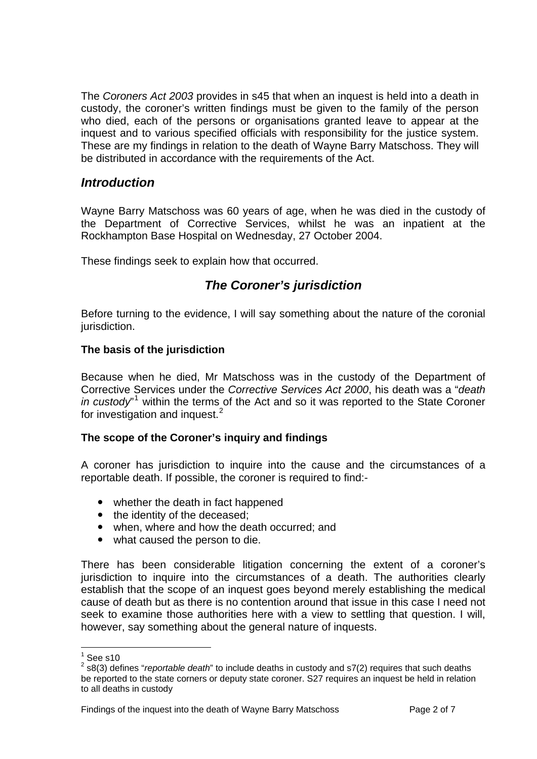The *Coroners Act 2003* provides in s45 that when an inquest is held into a death in custody, the coroner's written findings must be given to the family of the person who died, each of the persons or organisations granted leave to appear at the inquest and to various specified officials with responsibility for the justice system. These are my findings in relation to the death of Wayne Barry Matschoss. They will be distributed in accordance with the requirements of the Act.

## *Introduction*

Wayne Barry Matschoss was 60 years of age, when he was died in the custody of the Department of Corrective Services, whilst he was an inpatient at the Rockhampton Base Hospital on Wednesday, 27 October 2004.

These findings seek to explain how that occurred.

## *The Coroner's jurisdiction*

Before turning to the evidence, I will say something about the nature of the coronial jurisdiction.

### The basis of the jurisdiction

Because when he died, Mr Matschoss was in the custody of the Department of Corrective Services under the *Corrective Services Act 2000*, his death was a "*death in custody*"[1] within the terms of the Act and so it was reported to the State Coroner for investigation and inquest.[2]

### The scope of the Coroner's inquiry and findings

A coroner has jurisdiction to inquire into the cause and the circumstances of a reportable death. If possible, the coroner is required to find:-

- whether the death in fact happened
- the identity of the deceased;
- when, where and how the death occurred; and
- what caused the person to die.

There has been considerable litigation concerning the extent of a coroner's jurisdiction to inquire into the circumstances of a death. The authorities clearly establish that the scope of an inquest goes beyond merely establishing the medical cause of death but as there is no contention around that issue in this case I need not seek to examine those authorities here with a view to settling that question. I will, however, say something about the general nature of inquests.

---

[1] See s10

[2] s8(3) defines "*reportable death*" to include deaths in custody and s7(2) requires that such deaths be reported to the state corners or deputy state coroner. S27 requires an inquest be held in relation to all deaths in custody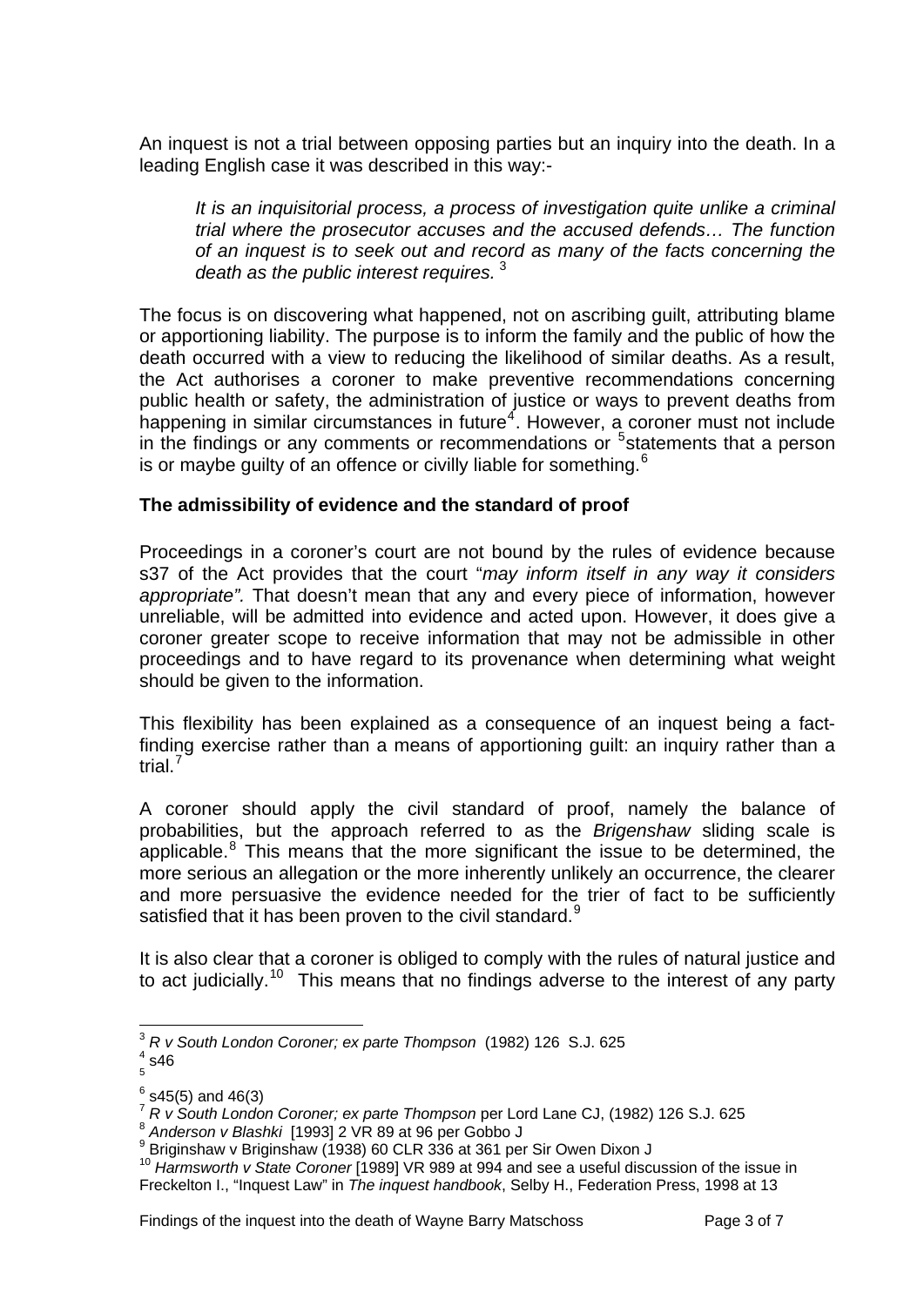An inquest is not a trial between opposing parties but an inquiry into the death. In a leading English case it was described in this way:-

> *It is an inquisitorial process, a process of investigation quite unlike a criminal trial where the prosecutor accuses and the accused defends… The function of an inquest is to seek out and record as many of the facts concerning the death as the public interest requires.* [3]

The focus is on discovering what happened, not on ascribing guilt, attributing blame or apportioning liability. The purpose is to inform the family and the public of how the death occurred with a view to reducing the likelihood of similar deaths. As a result, the Act authorises a coroner to make preventive recommendations concerning public health or safety, the administration of justice or ways to prevent deaths from happening in similar circumstances in future[4]. However, a coroner must not include in the findings or any comments or recommendations or [5]statements that a person is or maybe guilty of an offence or civilly liable for something.[6]

**The admissibility of evidence and the standard of proof**

Proceedings in a coroner's court are not bound by the rules of evidence because s37 of the Act provides that the court "*may inform itself in any way it considers appropriate".* That doesn't mean that any and every piece of information, however unreliable, will be admitted into evidence and acted upon. However, it does give a coroner greater scope to receive information that may not be admissible in other proceedings and to have regard to its provenance when determining what weight should be given to the information.

This flexibility has been explained as a consequence of an inquest being a fact-finding exercise rather than a means of apportioning guilt: an inquiry rather than a trial.[7]

A coroner should apply the civil standard of proof, namely the balance of probabilities, but the approach referred to as the *Brigenshaw* sliding scale is applicable.[8] This means that the more significant the issue to be determined, the more serious an allegation or the more inherently unlikely an occurrence, the clearer and more persuasive the evidence needed for the trier of fact to be sufficiently satisfied that it has been proven to the civil standard.[9]

It is also clear that a coroner is obliged to comply with the rules of natural justice and to act judicially.[10] This means that no findings adverse to the interest of any party

---

[3] *R v South London Coroner; ex parte Thompson* (1982) 126 S.J. 625
[4] s46
[5]
[6] s45(5) and 46(3)
[7] *R v South London Coroner; ex parte Thompson* per Lord Lane CJ, (1982) 126 S.J. 625
[8] *Anderson v Blashki* [1993] 2 VR 89 at 96 per Gobbo J
[9] Briginshaw v Briginshaw (1938) 60 CLR 336 at 361 per Sir Owen Dixon J
[10] *Harmsworth v State Coroner* [1989] VR 989 at 994 and see a useful discussion of the issue in Freckelton I., "Inquest Law" in *The inquest handbook*, Selby H., Federation Press, 1998 at 13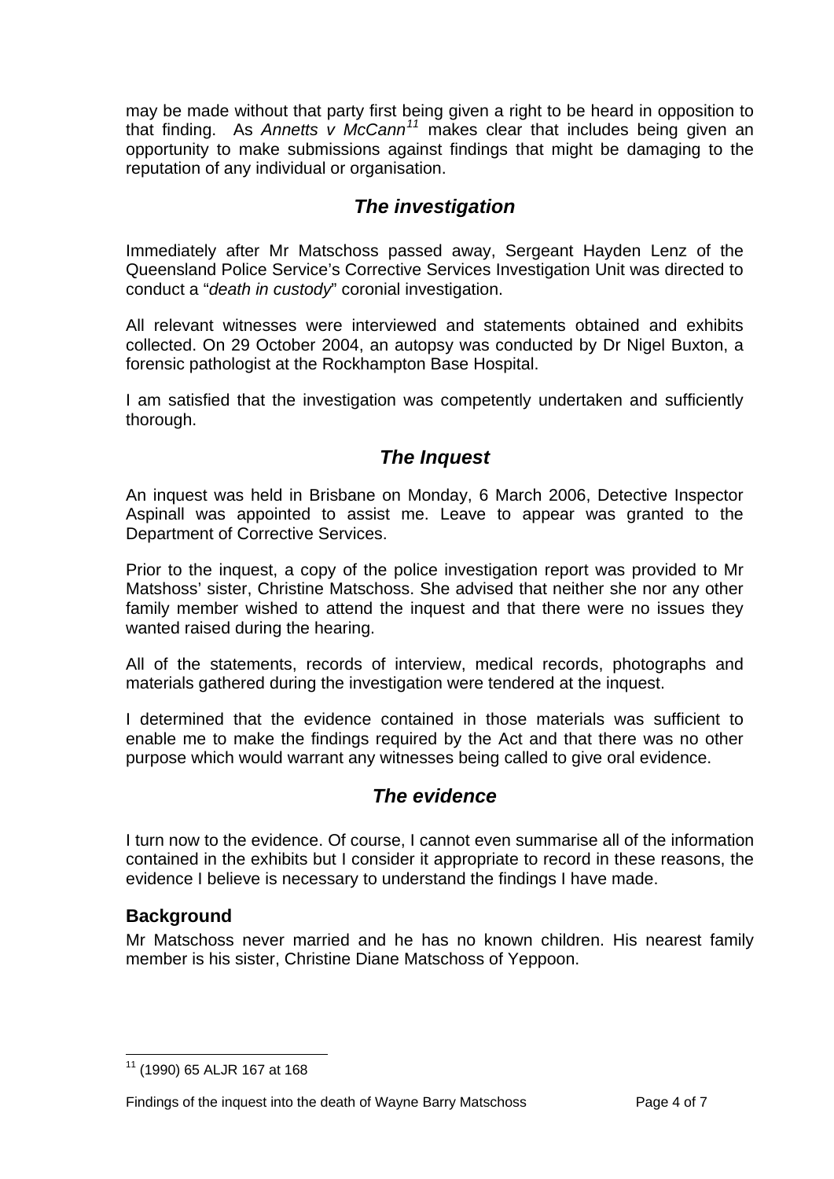may be made without that party first being given a right to be heard in opposition to that finding. As *Annetts v McCann*[11] makes clear that includes being given an opportunity to make submissions against findings that might be damaging to the reputation of any individual or organisation.

## *The investigation*

Immediately after Mr Matschoss passed away, Sergeant Hayden Lenz of the Queensland Police Service's Corrective Services Investigation Unit was directed to conduct a "*death in custody*" coronial investigation.

All relevant witnesses were interviewed and statements obtained and exhibits collected. On 29 October 2004, an autopsy was conducted by Dr Nigel Buxton, a forensic pathologist at the Rockhampton Base Hospital.

I am satisfied that the investigation was competently undertaken and sufficiently thorough.

## *The Inquest*

An inquest was held in Brisbane on Monday, 6 March 2006, Detective Inspector Aspinall was appointed to assist me. Leave to appear was granted to the Department of Corrective Services.

Prior to the inquest, a copy of the police investigation report was provided to Mr Matshoss' sister, Christine Matschoss. She advised that neither she nor any other family member wished to attend the inquest and that there were no issues they wanted raised during the hearing.

All of the statements, records of interview, medical records, photographs and materials gathered during the investigation were tendered at the inquest.

I determined that the evidence contained in those materials was sufficient to enable me to make the findings required by the Act and that there was no other purpose which would warrant any witnesses being called to give oral evidence.

## *The evidence*

I turn now to the evidence. Of course, I cannot even summarise all of the information contained in the exhibits but I consider it appropriate to record in these reasons, the evidence I believe is necessary to understand the findings I have made.

### Background

Mr Matschoss never married and he has no known children. His nearest family member is his sister, Christine Diane Matschoss of Yeppoon.

---

[11] (1990) 65 ALJR 167 at 168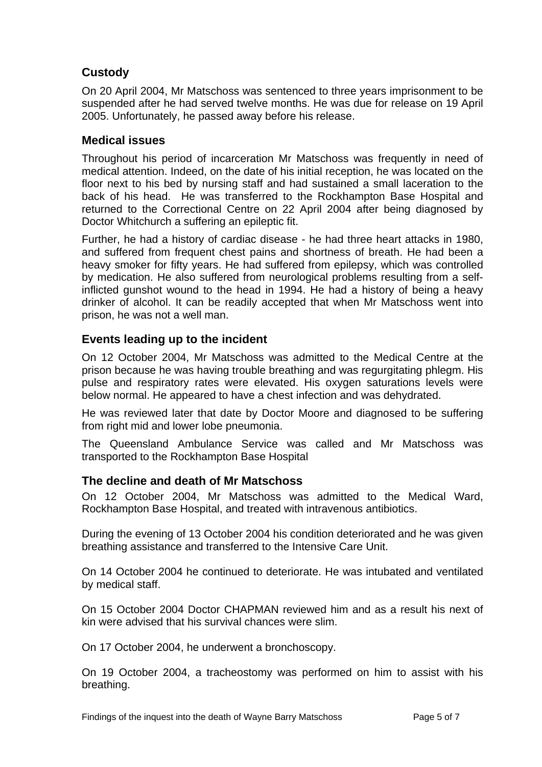## Custody

On 20 April 2004, Mr Matschoss was sentenced to three years imprisonment to be suspended after he had served twelve months. He was due for release on 19 April 2005. Unfortunately, he passed away before his release.

## Medical issues

Throughout his period of incarceration Mr Matschoss was frequently in need of medical attention. Indeed, on the date of his initial reception, he was located on the floor next to his bed by nursing staff and had sustained a small laceration to the back of his head. He was transferred to the Rockhampton Base Hospital and returned to the Correctional Centre on 22 April 2004 after being diagnosed by Doctor Whitchurch a suffering an epileptic fit.

Further, he had a history of cardiac disease - he had three heart attacks in 1980, and suffered from frequent chest pains and shortness of breath. He had been a heavy smoker for fifty years. He had suffered from epilepsy, which was controlled by medication. He also suffered from neurological problems resulting from a self-inflicted gunshot wound to the head in 1994. He had a history of being a heavy drinker of alcohol. It can be readily accepted that when Mr Matschoss went into prison, he was not a well man.

## Events leading up to the incident

On 12 October 2004, Mr Matschoss was admitted to the Medical Centre at the prison because he was having trouble breathing and was regurgitating phlegm. His pulse and respiratory rates were elevated. His oxygen saturations levels were below normal. He appeared to have a chest infection and was dehydrated.

He was reviewed later that date by Doctor Moore and diagnosed to be suffering from right mid and lower lobe pneumonia.

The Queensland Ambulance Service was called and Mr Matschoss was transported to the Rockhampton Base Hospital

## The decline and death of Mr Matschoss

On 12 October 2004, Mr Matschoss was admitted to the Medical Ward, Rockhampton Base Hospital, and treated with intravenous antibiotics.

During the evening of 13 October 2004 his condition deteriorated and he was given breathing assistance and transferred to the Intensive Care Unit.

On 14 October 2004 he continued to deteriorate. He was intubated and ventilated by medical staff.

On 15 October 2004 Doctor CHAPMAN reviewed him and as a result his next of kin were advised that his survival chances were slim.

On 17 October 2004, he underwent a bronchoscopy.

On 19 October 2004, a tracheostomy was performed on him to assist with his breathing.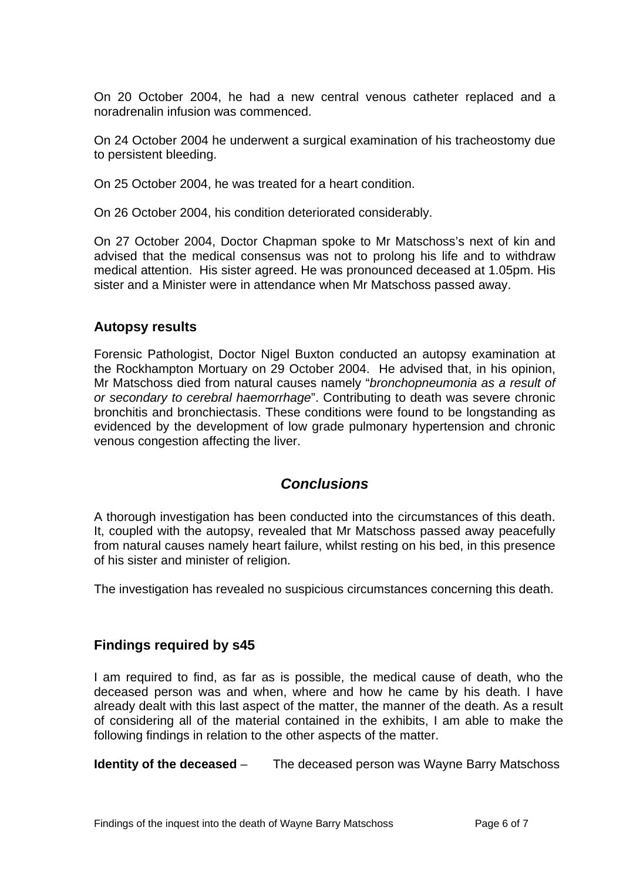On 20 October 2004, he had a new central venous catheter replaced and a noradrenalin infusion was commenced.

On 24 October 2004 he underwent a surgical examination of his tracheostomy due to persistent bleeding.

On 25 October 2004, he was treated for a heart condition.

On 26 October 2004, his condition deteriorated considerably.

On 27 October 2004, Doctor Chapman spoke to Mr Matschoss's next of kin and advised that the medical consensus was not to prolong his life and to withdraw medical attention. His sister agreed. He was pronounced deceased at 1.05pm. His sister and a Minister were in attendance when Mr Matschoss passed away.

### Autopsy results

Forensic Pathologist, Doctor Nigel Buxton conducted an autopsy examination at the Rockhampton Mortuary on 29 October 2004. He advised that, in his opinion, Mr Matschoss died from natural causes namely "*bronchopneumonia as a result of or secondary to cerebral haemorrhage*". Contributing to death was severe chronic bronchitis and bronchiectasis. These conditions were found to be longstanding as evidenced by the development of low grade pulmonary hypertension and chronic venous congestion affecting the liver.

## *Conclusions*

A thorough investigation has been conducted into the circumstances of this death. It, coupled with the autopsy, revealed that Mr Matschoss passed away peacefully from natural causes namely heart failure, whilst resting on his bed, in this presence of his sister and minister of religion.

The investigation has revealed no suspicious circumstances concerning this death.

### Findings required by s45

I am required to find, as far as is possible, the medical cause of death, who the deceased person was and when, where and how he came by his death. I have already dealt with this last aspect of the matter, the manner of the death. As a result of considering all of the material contained in the exhibits, I am able to make the following findings in relation to the other aspects of the matter.

**Identity of the deceased** – The deceased person was Wayne Barry Matschoss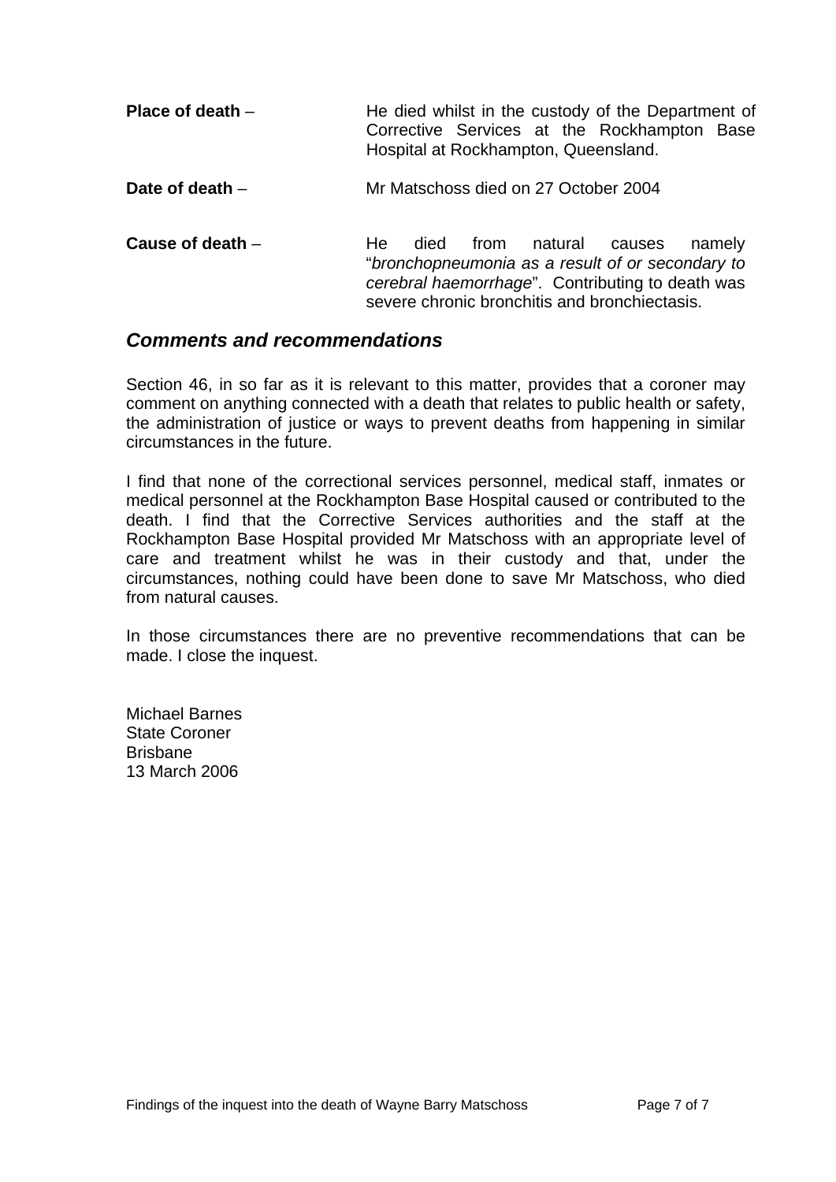**Place of death** – He died whilst in the custody of the Department of Corrective Services at the Rockhampton Base Hospital at Rockhampton, Queensland.

**Date of death** – Mr Matschoss died on 27 October 2004

**Cause of death** – He died from natural causes namely "*bronchopneumonia as a result of or secondary to cerebral haemorrhage*". Contributing to death was severe chronic bronchitis and bronchiectasis.

## *Comments and recommendations*

Section 46, in so far as it is relevant to this matter, provides that a coroner may comment on anything connected with a death that relates to public health or safety, the administration of justice or ways to prevent deaths from happening in similar circumstances in the future.

I find that none of the correctional services personnel, medical staff, inmates or medical personnel at the Rockhampton Base Hospital caused or contributed to the death. I find that the Corrective Services authorities and the staff at the Rockhampton Base Hospital provided Mr Matschoss with an appropriate level of care and treatment whilst he was in their custody and that, under the circumstances, nothing could have been done to save Mr Matschoss, who died from natural causes.

In those circumstances there are no preventive recommendations that can be made. I close the inquest.

Michael Barnes
State Coroner
Brisbane
13 March 2006